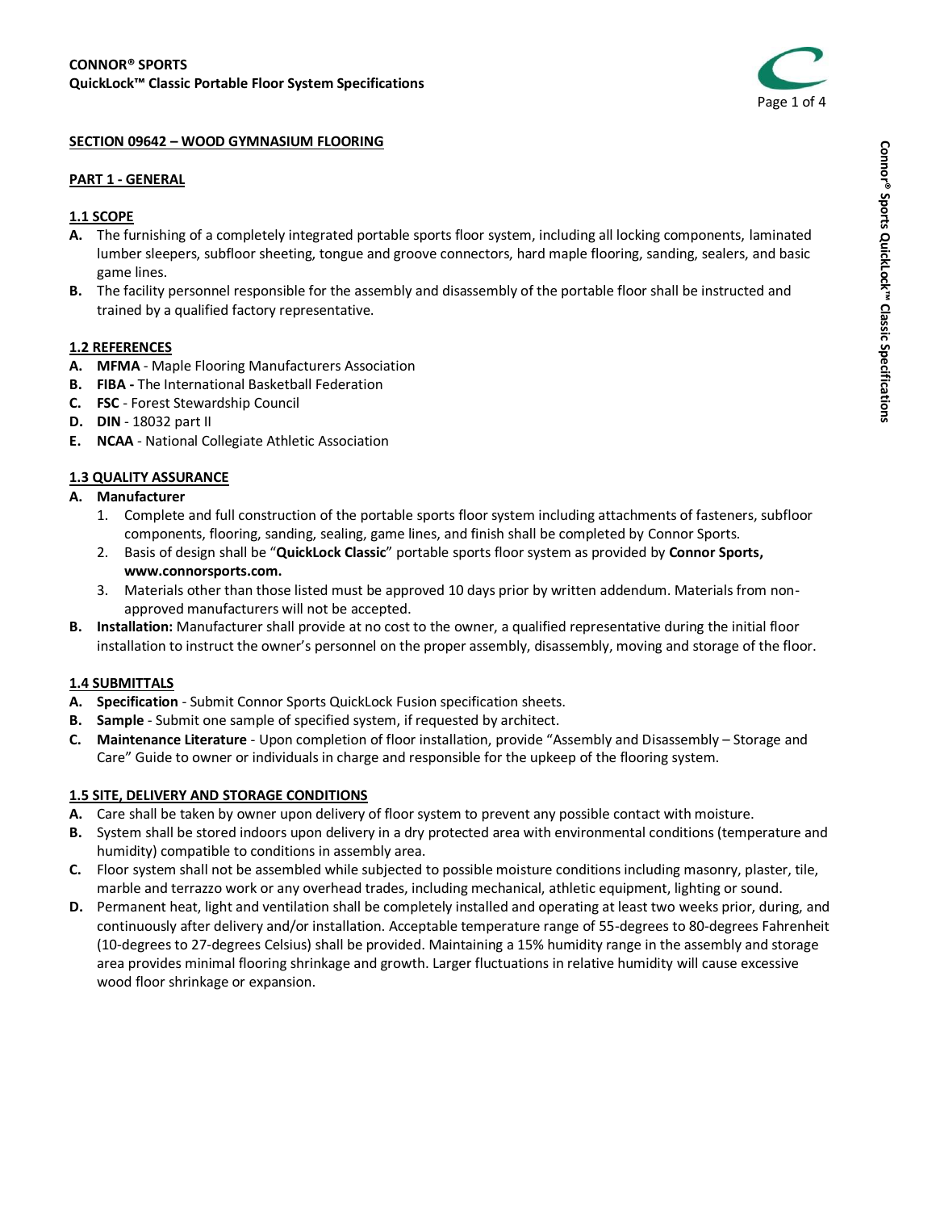**CONNOR® SPORTS**
**QuickLock™ Classic Portable Floor System Specifications**

## SECTION 09642 – WOOD GYMNASIUM FLOORING

### PART 1 - GENERAL

#### 1.1 SCOPE

**A.** The furnishing of a completely integrated portable sports floor system, including all locking components, laminated lumber sleepers, subfloor sheeting, tongue and groove connectors, hard maple flooring, sanding, sealers, and basic game lines.

**B.** The facility personnel responsible for the assembly and disassembly of the portable floor shall be instructed and trained by a qualified factory representative.

#### 1.2 REFERENCES

**A.** **MFMA** - Maple Flooring Manufacturers Association
**B.** **FIBA -** The International Basketball Federation
**C.** **FSC** - Forest Stewardship Council
**D.** **DIN** - 18032 part II
**E.** **NCAA** - National Collegiate Athletic Association

#### 1.3 QUALITY ASSURANCE

**A. Manufacturer**

1. Complete and full construction of the portable sports floor system including attachments of fasteners, subfloor components, flooring, sanding, sealing, game lines, and finish shall be completed by Connor Sports.
2. Basis of design shall be "**QuickLock Classic**" portable sports floor system as provided by **Connor Sports, www.connorsports.com.**
3. Materials other than those listed must be approved 10 days prior by written addendum. Materials from non-approved manufacturers will not be accepted.

**B. Installation:** Manufacturer shall provide at no cost to the owner, a qualified representative during the initial floor installation to instruct the owner's personnel on the proper assembly, disassembly, moving and storage of the floor.

#### 1.4 SUBMITTALS

**A.** **Specification** - Submit Connor Sports QuickLock Fusion specification sheets.
**B.** **Sample** - Submit one sample of specified system, if requested by architect.
**C.** **Maintenance Literature** - Upon completion of floor installation, provide "Assembly and Disassembly – Storage and Care" Guide to owner or individuals in charge and responsible for the upkeep of the flooring system.

#### 1.5 SITE, DELIVERY AND STORAGE CONDITIONS

**A.** Care shall be taken by owner upon delivery of floor system to prevent any possible contact with moisture.

**B.** System shall be stored indoors upon delivery in a dry protected area with environmental conditions (temperature and humidity) compatible to conditions in assembly area.

**C.** Floor system shall not be assembled while subjected to possible moisture conditions including masonry, plaster, tile, marble and terrazzo work or any overhead trades, including mechanical, athletic equipment, lighting or sound.

**D.** Permanent heat, light and ventilation shall be completely installed and operating at least two weeks prior, during, and continuously after delivery and/or installation. Acceptable temperature range of 55-degrees to 80-degrees Fahrenheit (10-degrees to 27-degrees Celsius) shall be provided. Maintaining a 15% humidity range in the assembly and storage area provides minimal flooring shrinkage and growth. Larger fluctuations in relative humidity will cause excessive wood floor shrinkage or expansion.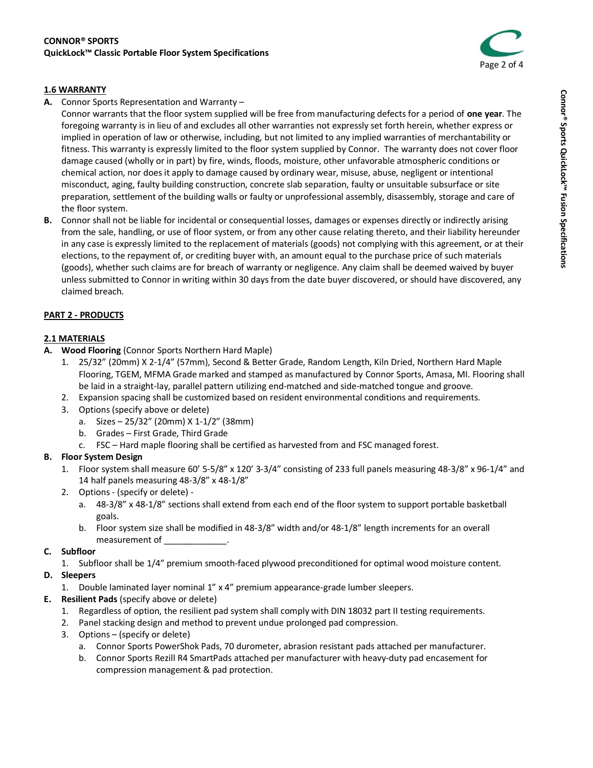## 1.6 WARRANTY

**A.** Connor Sports Representation and Warranty –
Connor warrants that the floor system supplied will be free from manufacturing defects for a period of **one year**. The foregoing warranty is in lieu of and excludes all other warranties not expressly set forth herein, whether express or implied in operation of law or otherwise, including, but not limited to any implied warranties of merchantability or fitness. This warranty is expressly limited to the floor system supplied by Connor. The warranty does not cover floor damage caused (wholly or in part) by fire, winds, floods, moisture, other unfavorable atmospheric conditions or chemical action, nor does it apply to damage caused by ordinary wear, misuse, abuse, negligent or intentional misconduct, aging, faulty building construction, concrete slab separation, faulty or unsuitable subsurface or site preparation, settlement of the building walls or faulty or unprofessional assembly, disassembly, storage and care of the floor system.

**B.** Connor shall not be liable for incidental or consequential losses, damages or expenses directly or indirectly arising from the sale, handling, or use of floor system, or from any other cause relating thereto, and their liability hereunder in any case is expressly limited to the replacement of materials (goods) not complying with this agreement, or at their elections, to the repayment of, or crediting buyer with, an amount equal to the purchase price of such materials (goods), whether such claims are for breach of warranty or negligence. Any claim shall be deemed waived by buyer unless submitted to Connor in writing within 30 days from the date buyer discovered, or should have discovered, any claimed breach.

## PART 2 - PRODUCTS

## 2.1 MATERIALS

**A. Wood Flooring** (Connor Sports Northern Hard Maple)
1. 25/32” (20mm) X 2-1/4” (57mm), Second & Better Grade, Random Length, Kiln Dried, Northern Hard Maple Flooring, TGEM, MFMA Grade marked and stamped as manufactured by Connor Sports, Amasa, MI. Flooring shall be laid in a straight-lay, parallel pattern utilizing end-matched and side-matched tongue and groove.
2. Expansion spacing shall be customized based on resident environmental conditions and requirements.
3. Options (specify above or delete)
   a. Sizes – 25/32” (20mm) X 1-1/2” (38mm)
   b. Grades – First Grade, Third Grade
   c. FSC – Hard maple flooring shall be certified as harvested from and FSC managed forest.

**B. Floor System Design**
1. Floor system shall measure 60’ 5-5/8” x 120’ 3-3/4” consisting of 233 full panels measuring 48-3/8” x 96-1/4” and 14 half panels measuring 48-3/8” x 48-1/8”
2. Options - (specify or delete) -
   a. 48-3/8” x 48-1/8” sections shall extend from each end of the floor system to support portable basketball goals.
   b. Floor system size shall be modified in 48-3/8” width and/or 48-1/8” length increments for an overall measurement of _____________.

**C. Subfloor**
1. Subfloor shall be 1/4” premium smooth-faced plywood preconditioned for optimal wood moisture content.

**D. Sleepers**
1. Double laminated layer nominal 1” x 4” premium appearance-grade lumber sleepers.

**E. Resilient Pads** (specify above or delete)
1. Regardless of option, the resilient pad system shall comply with DIN 18032 part II testing requirements.
2. Panel stacking design and method to prevent undue prolonged pad compression.
3. Options – (specify or delete)
   a. Connor Sports PowerShok Pads, 70 durometer, abrasion resistant pads attached per manufacturer.
   b. Connor Sports Rezill R4 SmartPads attached per manufacturer with heavy-duty pad encasement for compression management & pad protection.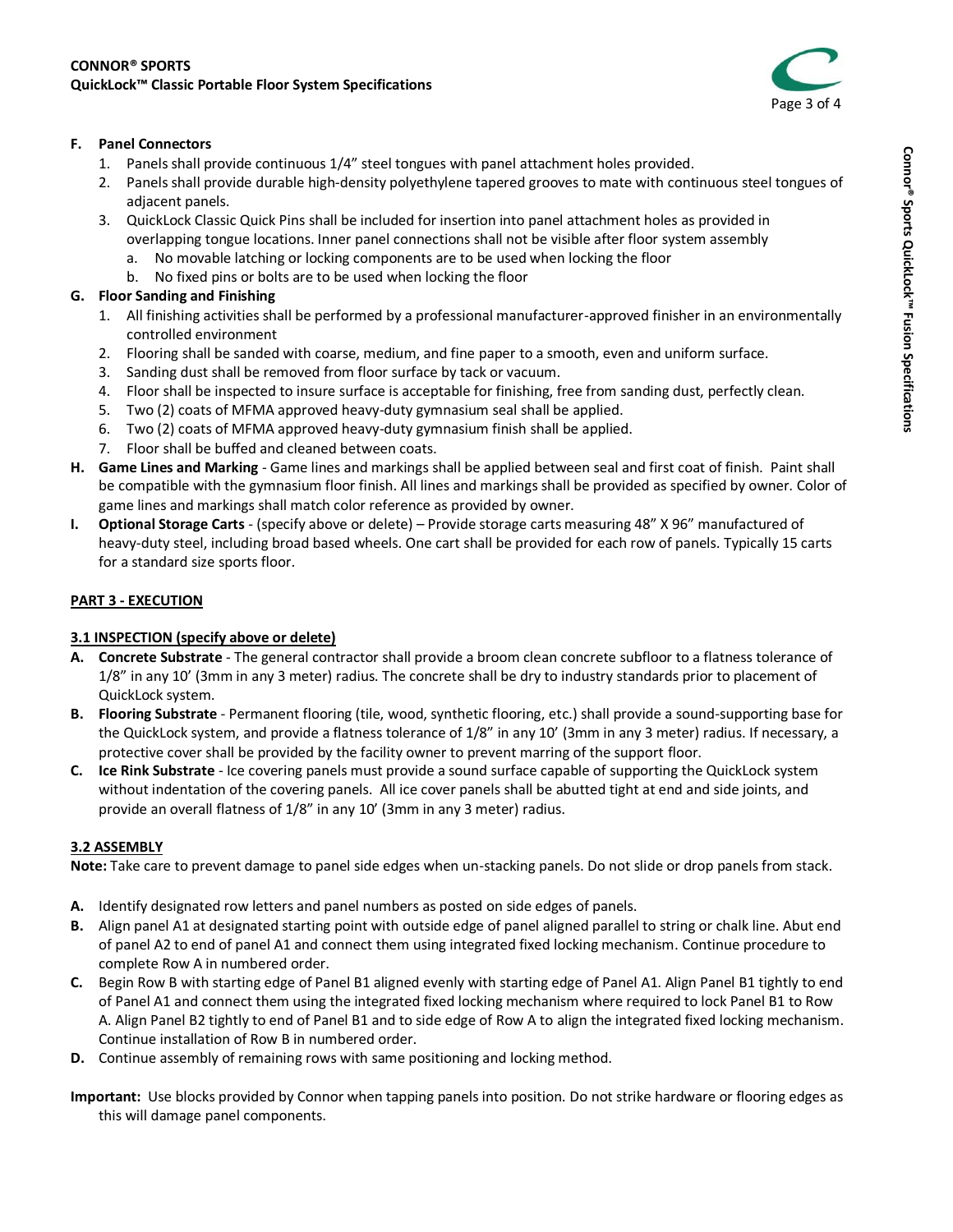**F. Panel Connectors**

1. Panels shall provide continuous 1/4" steel tongues with panel attachment holes provided.
2. Panels shall provide durable high-density polyethylene tapered grooves to mate with continuous steel tongues of adjacent panels.
3. QuickLock Classic Quick Pins shall be included for insertion into panel attachment holes as provided in overlapping tongue locations. Inner panel connections shall not be visible after floor system assembly
   a. No movable latching or locking components are to be used when locking the floor
   b. No fixed pins or bolts are to be used when locking the floor

**G. Floor Sanding and Finishing**

1. All finishing activities shall be performed by a professional manufacturer-approved finisher in an environmentally controlled environment
2. Flooring shall be sanded with coarse, medium, and fine paper to a smooth, even and uniform surface.
3. Sanding dust shall be removed from floor surface by tack or vacuum.
4. Floor shall be inspected to insure surface is acceptable for finishing, free from sanding dust, perfectly clean.
5. Two (2) coats of MFMA approved heavy-duty gymnasium seal shall be applied.
6. Two (2) coats of MFMA approved heavy-duty gymnasium finish shall be applied.
7. Floor shall be buffed and cleaned between coats.

**H. Game Lines and Marking** - Game lines and markings shall be applied between seal and first coat of finish. Paint shall be compatible with the gymnasium floor finish. All lines and markings shall be provided as specified by owner. Color of game lines and markings shall match color reference as provided by owner.

**I. Optional Storage Carts** - (specify above or delete) – Provide storage carts measuring 48" X 96" manufactured of heavy-duty steel, including broad based wheels. One cart shall be provided for each row of panels. Typically 15 carts for a standard size sports floor.

## PART 3 - EXECUTION

### 3.1 INSPECTION (specify above or delete)

**A. Concrete Substrate** - The general contractor shall provide a broom clean concrete subfloor to a flatness tolerance of 1/8" in any 10' (3mm in any 3 meter) radius. The concrete shall be dry to industry standards prior to placement of QuickLock system.

**B. Flooring Substrate** - Permanent flooring (tile, wood, synthetic flooring, etc.) shall provide a sound-supporting base for the QuickLock system, and provide a flatness tolerance of 1/8" in any 10' (3mm in any 3 meter) radius. If necessary, a protective cover shall be provided by the facility owner to prevent marring of the support floor.

**C. Ice Rink Substrate** - Ice covering panels must provide a sound surface capable of supporting the QuickLock system without indentation of the covering panels. All ice cover panels shall be abutted tight at end and side joints, and provide an overall flatness of 1/8" in any 10' (3mm in any 3 meter) radius.

### 3.2 ASSEMBLY

**Note:** Take care to prevent damage to panel side edges when un-stacking panels. Do not slide or drop panels from stack.

**A.** Identify designated row letters and panel numbers as posted on side edges of panels.

**B.** Align panel A1 at designated starting point with outside edge of panel aligned parallel to string or chalk line. Abut end of panel A2 to end of panel A1 and connect them using integrated fixed locking mechanism. Continue procedure to complete Row A in numbered order.

**C.** Begin Row B with starting edge of Panel B1 aligned evenly with starting edge of Panel A1. Align Panel B1 tightly to end of Panel A1 and connect them using the integrated fixed locking mechanism where required to lock Panel B1 to Row A. Align Panel B2 tightly to end of Panel B1 and to side edge of Row A to align the integrated fixed locking mechanism. Continue installation of Row B in numbered order.

**D.** Continue assembly of remaining rows with same positioning and locking method.

**Important:** Use blocks provided by Connor when tapping panels into position. Do not strike hardware or flooring edges as this will damage panel components.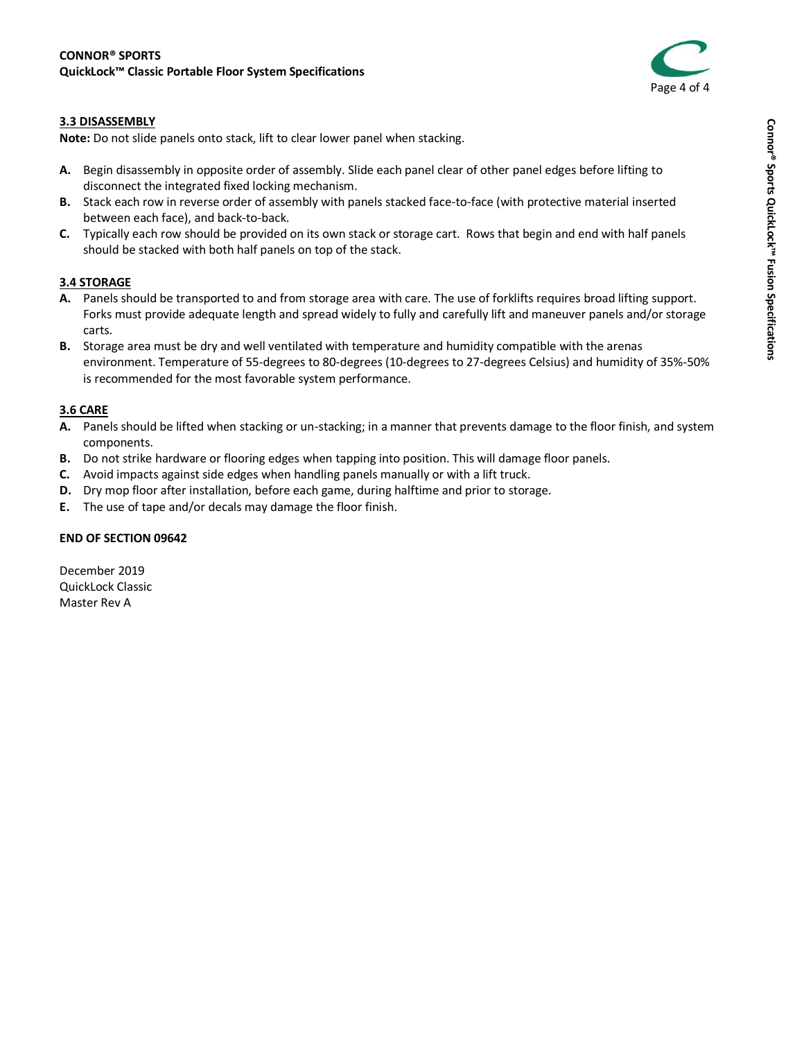### 3.3 DISASSEMBLY

**Note:** Do not slide panels onto stack, lift to clear lower panel when stacking.

- **A.** Begin disassembly in opposite order of assembly. Slide each panel clear of other panel edges before lifting to disconnect the integrated fixed locking mechanism.
- **B.** Stack each row in reverse order of assembly with panels stacked face-to-face (with protective material inserted between each face), and back-to-back.
- **C.** Typically each row should be provided on its own stack or storage cart. Rows that begin and end with half panels should be stacked with both half panels on top of the stack.

### 3.4 STORAGE

- **A.** Panels should be transported to and from storage area with care. The use of forklifts requires broad lifting support. Forks must provide adequate length and spread widely to fully and carefully lift and maneuver panels and/or storage carts.
- **B.** Storage area must be dry and well ventilated with temperature and humidity compatible with the arenas environment. Temperature of 55-degrees to 80-degrees (10-degrees to 27-degrees Celsius) and humidity of 35%-50% is recommended for the most favorable system performance.

### 3.6 CARE

- **A.** Panels should be lifted when stacking or un-stacking; in a manner that prevents damage to the floor finish, and system components.
- **B.** Do not strike hardware or flooring edges when tapping into position. This will damage floor panels.
- **C.** Avoid impacts against side edges when handling panels manually or with a lift truck.
- **D.** Dry mop floor after installation, before each game, during halftime and prior to storage.
- **E.** The use of tape and/or decals may damage the floor finish.

**END OF SECTION 09642**

December 2019
QuickLock Classic
Master Rev A